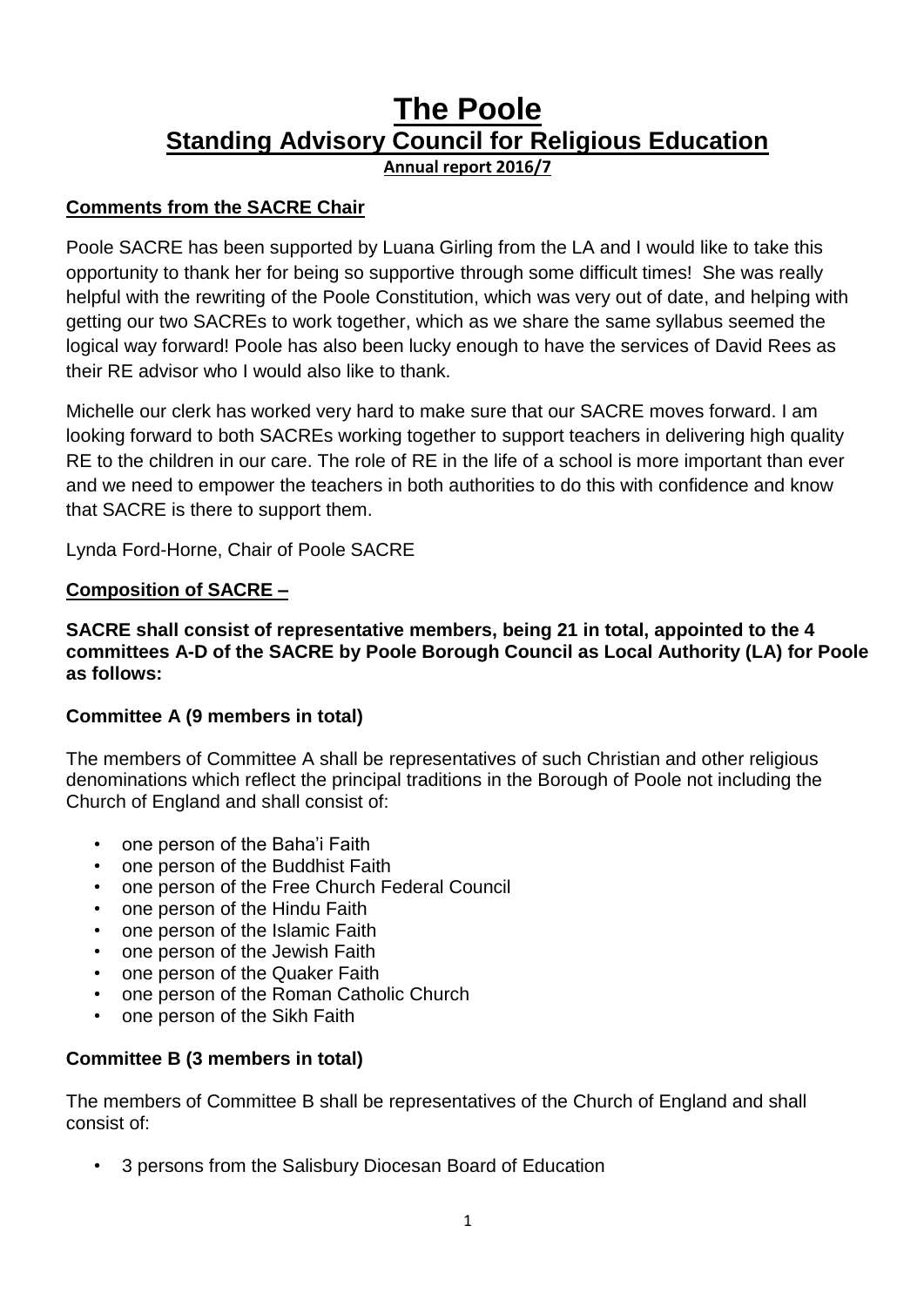# The Poole

## Standing Advisory Council for Religious Education

**Annual report 2016/7**

### Comments from the SACRE Chair

Poole SACRE has been supported by Luana Girling from the LA and I would like to take this opportunity to thank her for being so supportive through some difficult times! She was really helpful with the rewriting of the Poole Constitution, which was very out of date, and helping with getting our two SACREs to work together, which as we share the same syllabus seemed the logical way forward! Poole has also been lucky enough to have the services of David Rees as their RE advisor who I would also like to thank.

Michelle our clerk has worked very hard to make sure that our SACRE moves forward. I am looking forward to both SACREs working together to support teachers in delivering high quality RE to the children in our care. The role of RE in the life of a school is more important than ever and we need to empower the teachers in both authorities to do this with confidence and know that SACRE is there to support them.

Lynda Ford-Horne, Chair of Poole SACRE

### Composition of SACRE –

**SACRE shall consist of representative members, being 21 in total, appointed to the 4 committees A-D of the SACRE by Poole Borough Council as Local Authority (LA) for Poole as follows:**

#### Committee A (9 members in total)

The members of Committee A shall be representatives of such Christian and other religious denominations which reflect the principal traditions in the Borough of Poole not including the Church of England and shall consist of:

- one person of the Baha'i Faith
- one person of the Buddhist Faith
- one person of the Free Church Federal Council
- one person of the Hindu Faith
- one person of the Islamic Faith
- one person of the Jewish Faith
- one person of the Quaker Faith
- one person of the Roman Catholic Church
- one person of the Sikh Faith

#### Committee B (3 members in total)

The members of Committee B shall be representatives of the Church of England and shall consist of:

- 3 persons from the Salisbury Diocesan Board of Education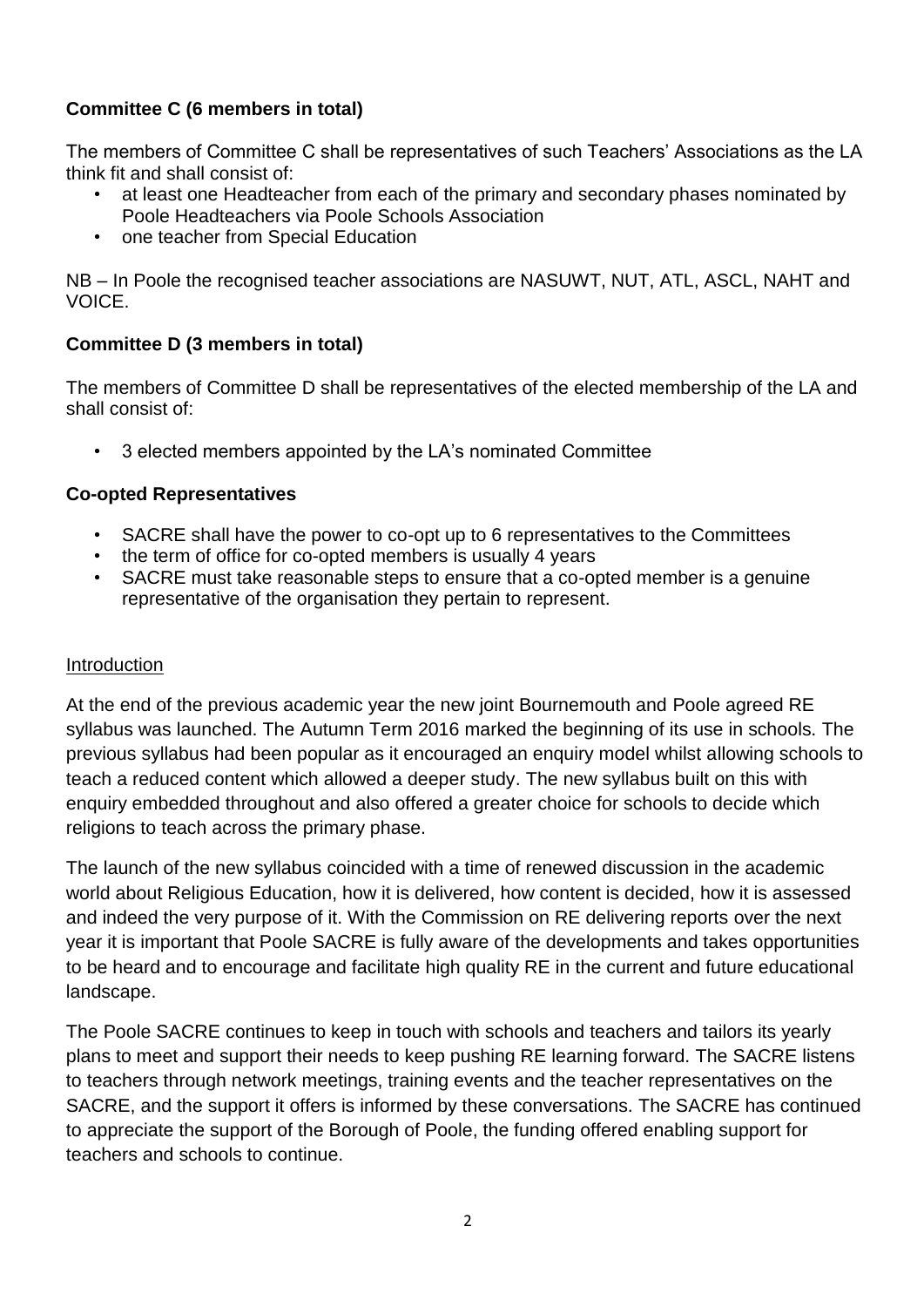**Committee C (6 members in total)**

The members of Committee C shall be representatives of such Teachers' Associations as the LA think fit and shall consist of:

- at least one Headteacher from each of the primary and secondary phases nominated by Poole Headteachers via Poole Schools Association
- one teacher from Special Education

NB – In Poole the recognised teacher associations are NASUWT, NUT, ATL, ASCL, NAHT and VOICE.

**Committee D (3 members in total)**

The members of Committee D shall be representatives of the elected membership of the LA and shall consist of:

- 3 elected members appointed by the LA's nominated Committee

**Co-opted Representatives**

- SACRE shall have the power to co-opt up to 6 representatives to the Committees
- the term of office for co-opted members is usually 4 years
- SACRE must take reasonable steps to ensure that a co-opted member is a genuine representative of the organisation they pertain to represent.

Introduction

At the end of the previous academic year the new joint Bournemouth and Poole agreed RE syllabus was launched. The Autumn Term 2016 marked the beginning of its use in schools. The previous syllabus had been popular as it encouraged an enquiry model whilst allowing schools to teach a reduced content which allowed a deeper study. The new syllabus built on this with enquiry embedded throughout and also offered a greater choice for schools to decide which religions to teach across the primary phase.

The launch of the new syllabus coincided with a time of renewed discussion in the academic world about Religious Education, how it is delivered, how content is decided, how it is assessed and indeed the very purpose of it. With the Commission on RE delivering reports over the next year it is important that Poole SACRE is fully aware of the developments and takes opportunities to be heard and to encourage and facilitate high quality RE in the current and future educational landscape.

The Poole SACRE continues to keep in touch with schools and teachers and tailors its yearly plans to meet and support their needs to keep pushing RE learning forward. The SACRE listens to teachers through network meetings, training events and the teacher representatives on the SACRE, and the support it offers is informed by these conversations. The SACRE has continued to appreciate the support of the Borough of Poole, the funding offered enabling support for teachers and schools to continue.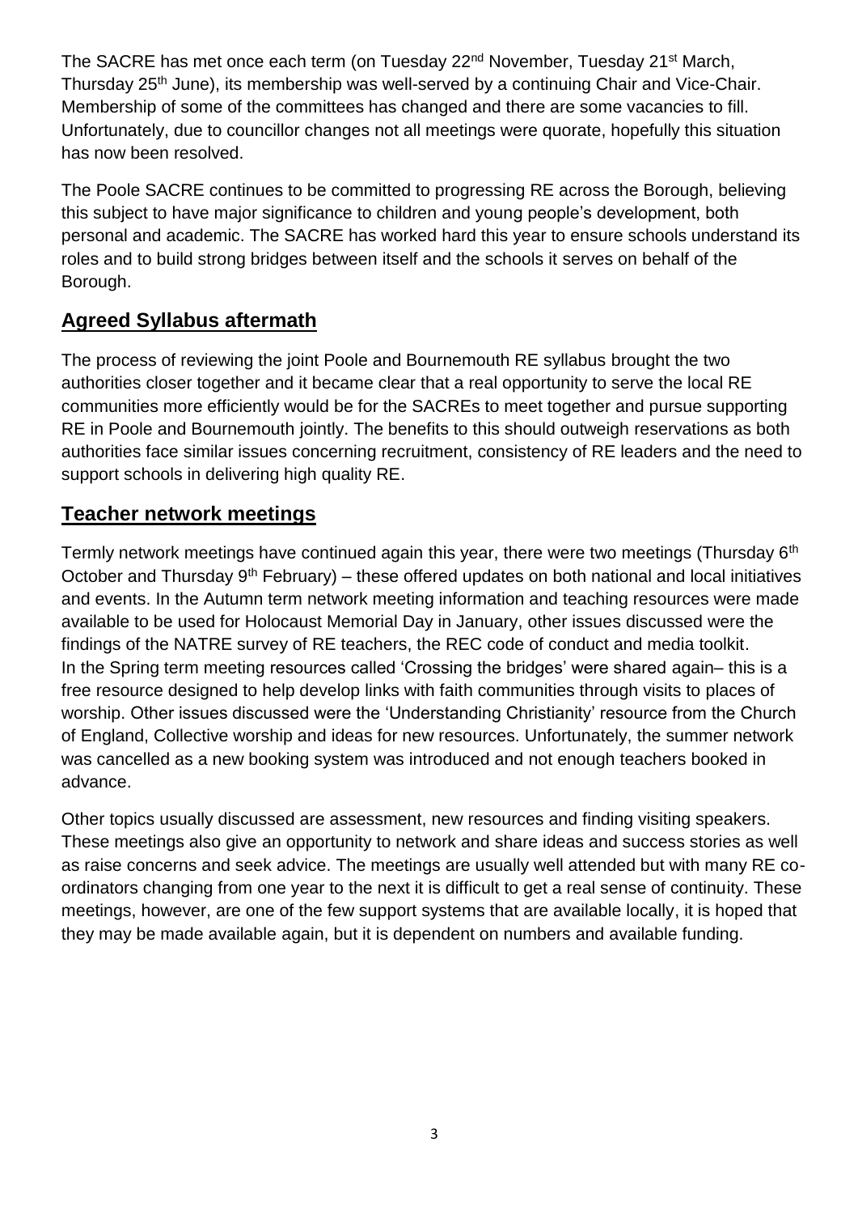The SACRE has met once each term (on Tuesday 22nd November, Tuesday 21st March, Thursday 25th June), its membership was well-served by a continuing Chair and Vice-Chair. Membership of some of the committees has changed and there are some vacancies to fill. Unfortunately, due to councillor changes not all meetings were quorate, hopefully this situation has now been resolved.

The Poole SACRE continues to be committed to progressing RE across the Borough, believing this subject to have major significance to children and young people's development, both personal and academic. The SACRE has worked hard this year to ensure schools understand its roles and to build strong bridges between itself and the schools it serves on behalf of the Borough.

## Agreed Syllabus aftermath

The process of reviewing the joint Poole and Bournemouth RE syllabus brought the two authorities closer together and it became clear that a real opportunity to serve the local RE communities more efficiently would be for the SACREs to meet together and pursue supporting RE in Poole and Bournemouth jointly. The benefits to this should outweigh reservations as both authorities face similar issues concerning recruitment, consistency of RE leaders and the need to support schools in delivering high quality RE.

## Teacher network meetings

Termly network meetings have continued again this year, there were two meetings (Thursday 6th October and Thursday 9th February) – these offered updates on both national and local initiatives and events. In the Autumn term network meeting information and teaching resources were made available to be used for Holocaust Memorial Day in January, other issues discussed were the findings of the NATRE survey of RE teachers, the REC code of conduct and media toolkit. In the Spring term meeting resources called 'Crossing the bridges' were shared again– this is a free resource designed to help develop links with faith communities through visits to places of worship. Other issues discussed were the 'Understanding Christianity' resource from the Church of England, Collective worship and ideas for new resources. Unfortunately, the summer network was cancelled as a new booking system was introduced and not enough teachers booked in advance.

Other topics usually discussed are assessment, new resources and finding visiting speakers. These meetings also give an opportunity to network and share ideas and success stories as well as raise concerns and seek advice. The meetings are usually well attended but with many RE co-ordinators changing from one year to the next it is difficult to get a real sense of continuity. These meetings, however, are one of the few support systems that are available locally, it is hoped that they may be made available again, but it is dependent on numbers and available funding.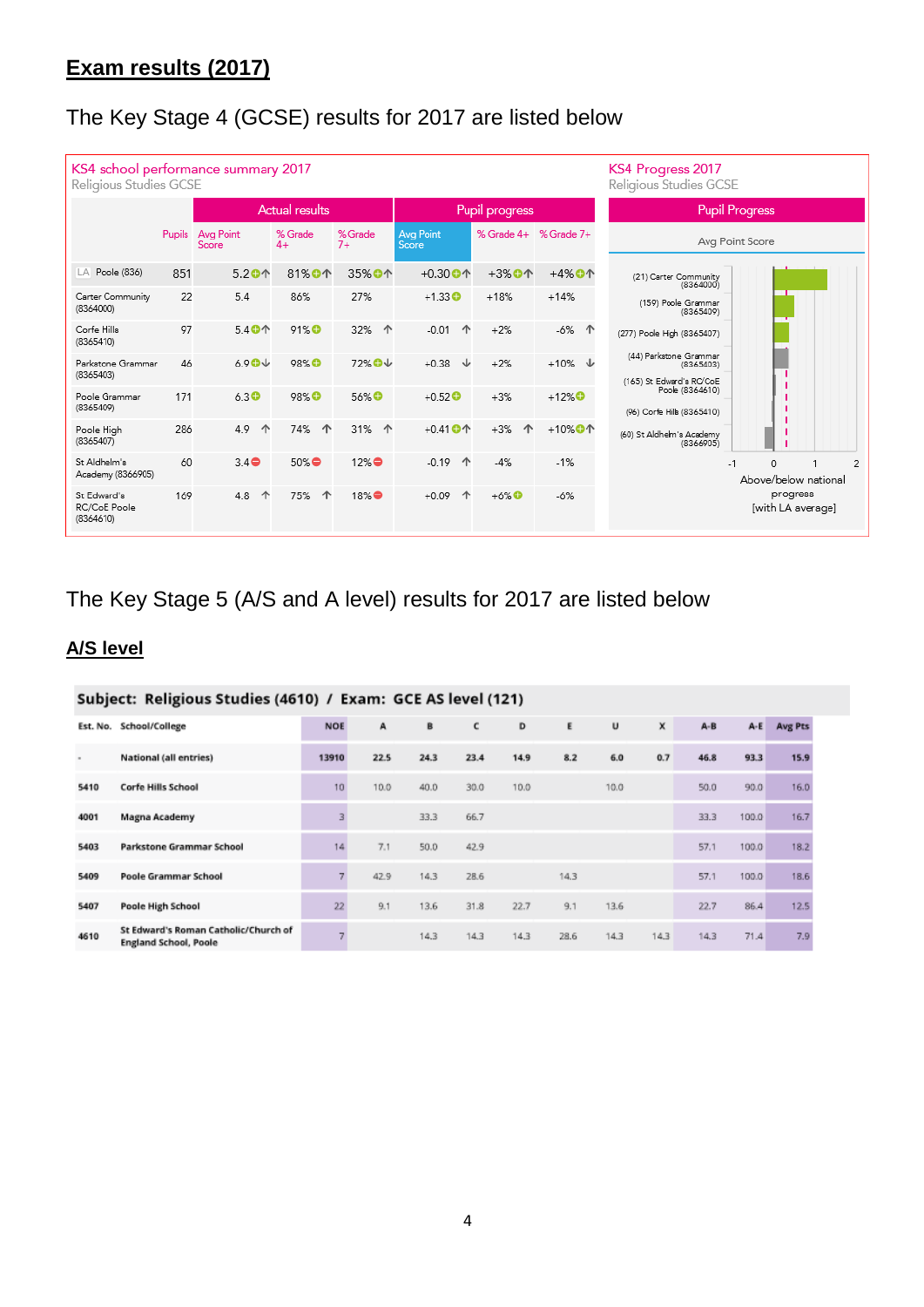# Exam results (2017)

The Key Stage 4 (GCSE) results for 2017 are listed below

**KS4 school performance summary 2017**
Religious Studies GCSE

| | Pupils | Actual results | | | Pupil progress | | |
|---|---|---|---|---|---|---|---|
| | | Avg Point Score | % Grade 4+ | % Grade 7+ | Avg Point Score | % Grade 4+ | % Grade 7+ |
| LA Poole (836) | 851 | 5.2 | 81% | 35% | +0.30 | +3% | +4% |
| Carter Community (8364000) | 22 | 5.4 | 86% | 27% | +1.33 | +18% | +14% |
| Corfe Hills (8365410) | 97 | 5.4 | 91% | 32% | -0.01 | +2% | -6% |
| Parkstone Grammar (8365403) | 46 | 6.9 | 98% | 72% | +0.38 | +2% | +10% |
| Poole Grammar (8365409) | 171 | 6.3 | 98% | 56% | +0.52 | +3% | +12% |
| Poole High (8365407) | 286 | 4.9 | 74% | 31% | +0.41 | +3% | +10% |
| St Aldhelm's Academy (8366905) | 60 | 3.4 | 50% | 12% | -0.19 | -4% | -1% |
| St Edward's RC/CoE Poole (8364610) | 169 | 4.8 | 75% | 18% | +0.09 | +6% | -6% |

**KS4 Progress 2017**
Religious Studies GCSE

Pupil Progress — Avg Point Score

- (21) Carter Community (8364000)
- (159) Poole Grammar (8365409)
- (277) Poole High (8365407)
- (44) Parkstone Grammar (8365403)
- (165) St Edward's RC/CoE Poole (8364610)
- (96) Corfe Hills (8365410)
- (60) St Aldhelm's Academy (8366905)

-1 0 1 2

Above/below national progress [with LA average]

The Key Stage 5 (A/S and A level) results for 2017 are listed below

## A/S level

**Subject: Religious Studies (4610) / Exam: GCE AS level (121)**

| Est. No. | School/College | NOE | A | B | C | D | E | U | X | A-B | A-E | Avg Pts |
|---|---|---|---|---|---|---|---|---|---|---|---|---|
| - | National (all entries) | 13910 | 22.5 | 24.3 | 23.4 | 14.9 | 8.2 | 6.0 | 0.7 | 46.8 | 93.3 | 15.9 |
| 5410 | Corfe Hills School | 10 | 10.0 | 40.0 | 30.0 | 10.0 | | 10.0 | | 50.0 | 90.0 | 16.0 |
| 4001 | Magna Academy | 3 | | 33.3 | 66.7 | | | | | 33.3 | 100.0 | 16.7 |
| 5403 | Parkstone Grammar School | 14 | 7.1 | 50.0 | 42.9 | | | | | 57.1 | 100.0 | 18.2 |
| 5409 | Poole Grammar School | 7 | 42.9 | 14.3 | 28.6 | | 14.3 | | | 57.1 | 100.0 | 18.6 |
| 5407 | Poole High School | 22 | 9.1 | 13.6 | 31.8 | 22.7 | 9.1 | 13.6 | | 22.7 | 86.4 | 12.5 |
| 4610 | St Edward's Roman Catholic/Church of England School, Poole | 7 | | 14.3 | 14.3 | 14.3 | 28.6 | 14.3 | 14.3 | 14.3 | 71.4 | 7.9 |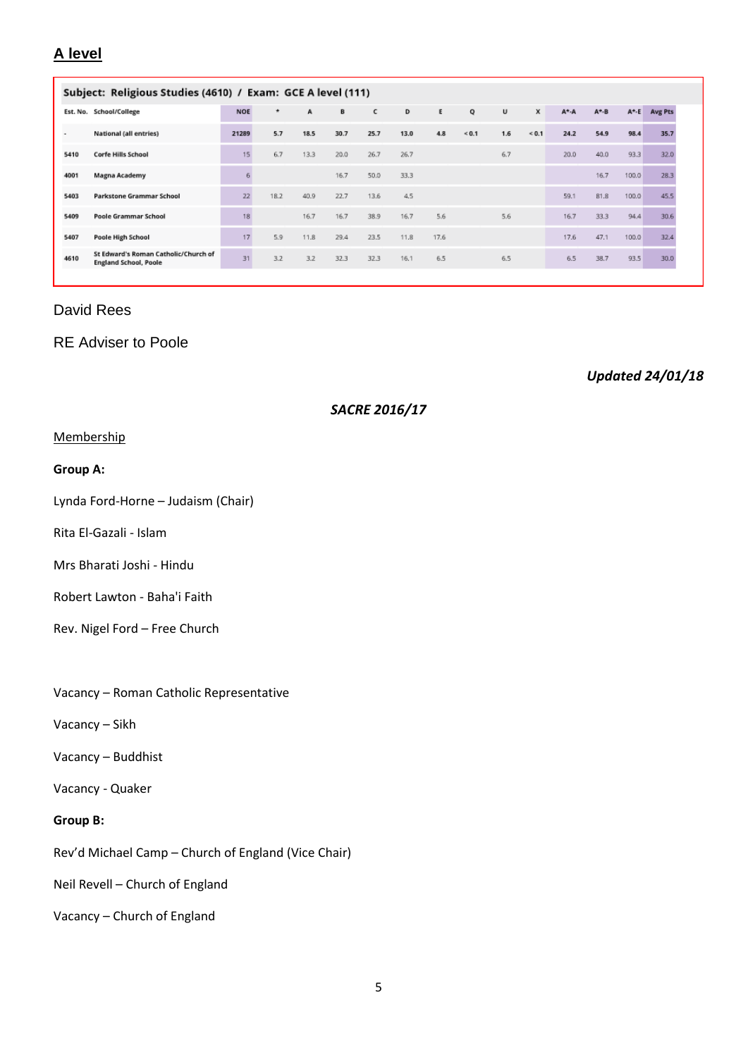## A level

| Subject: Religious Studies (4610) / Exam: GCE A level (111) | | | | | | | | | | | | | | | |
|---|---|---|---|---|---|---|---|---|---|---|---|---|---|---|---|
| Est. No. | School/College | NOE | * | A | B | C | D | E | Q | U | X | A*-A | A*-B | A*-E | Avg Pts |
| - | National (all entries) | 21289 | 5.7 | 18.5 | 30.7 | 25.7 | 13.0 | 4.8 | < 0.1 | 1.6 | < 0.1 | 24.2 | 54.9 | 98.4 | 35.7 |
| 5410 | Corfe Hills School | 15 | 6.7 | 13.3 | 20.0 | 26.7 | 26.7 | | | 6.7 | | 20.0 | 40.0 | 93.3 | 32.0 |
| 4001 | Magna Academy | 6 | | | 16.7 | 50.0 | 33.3 | | | | | | 16.7 | 100.0 | 28.3 |
| 5403 | Parkstone Grammar School | 22 | 18.2 | 40.9 | 22.7 | 13.6 | 4.5 | | | | | 59.1 | 81.8 | 100.0 | 45.5 |
| 5409 | Poole Grammar School | 18 | | 16.7 | 16.7 | 38.9 | 16.7 | 5.6 | | 5.6 | | 16.7 | 33.3 | 94.4 | 30.6 |
| 5407 | Poole High School | 17 | 5.9 | 11.8 | 29.4 | 23.5 | 11.8 | 17.6 | | | | 17.6 | 47.1 | 100.0 | 32.4 |
| 4610 | St Edward's Roman Catholic/Church of England School, Poole | 31 | 3.2 | 3.2 | 32.3 | 32.3 | 16.1 | 6.5 | | 6.5 | | 6.5 | 38.7 | 93.5 | 30.0 |

David Rees

RE Adviser to Poole

***Updated 24/01/18***

***SACRE 2016/17***

Membership

**Group A:**

Lynda Ford-Horne – Judaism (Chair)

Rita El-Gazali - Islam

Mrs Bharati Joshi - Hindu

Robert Lawton - Baha'i Faith

Rev. Nigel Ford – Free Church

Vacancy – Roman Catholic Representative

Vacancy – Sikh

Vacancy – Buddhist

Vacancy - Quaker

**Group B:**

Rev'd Michael Camp – Church of England (Vice Chair)

Neil Revell – Church of England

Vacancy – Church of England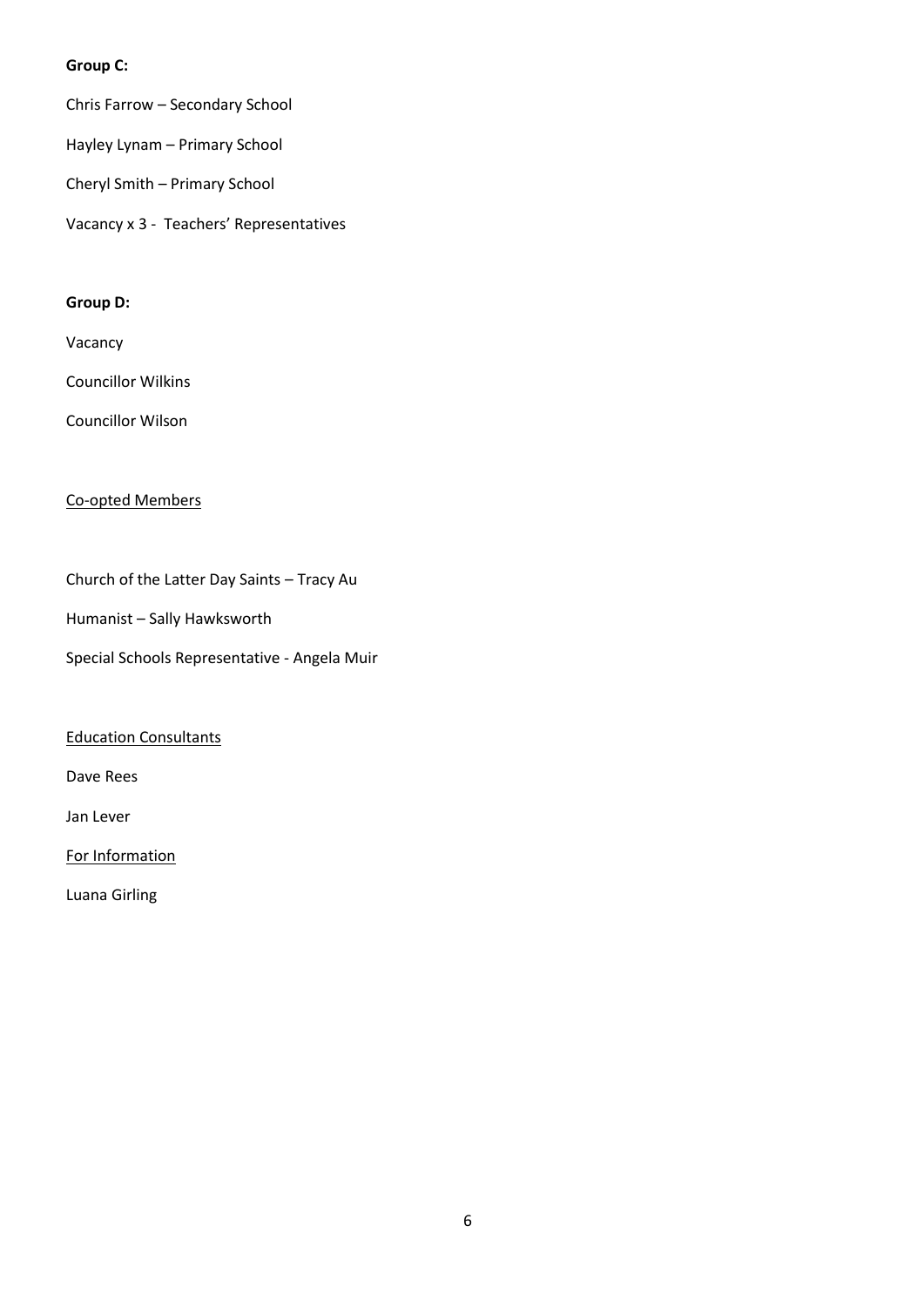**Group C:**

Chris Farrow – Secondary School

Hayley Lynam – Primary School

Cheryl Smith – Primary School

Vacancy x 3 - Teachers' Representatives

**Group D:**

Vacancy

Councillor Wilkins

Councillor Wilson

<u>Co-opted Members</u>

Church of the Latter Day Saints – Tracy Au

Humanist – Sally Hawksworth

Special Schools Representative - Angela Muir

<u>Education Consultants</u>

Dave Rees

Jan Lever

<u>For Information</u>

Luana Girling